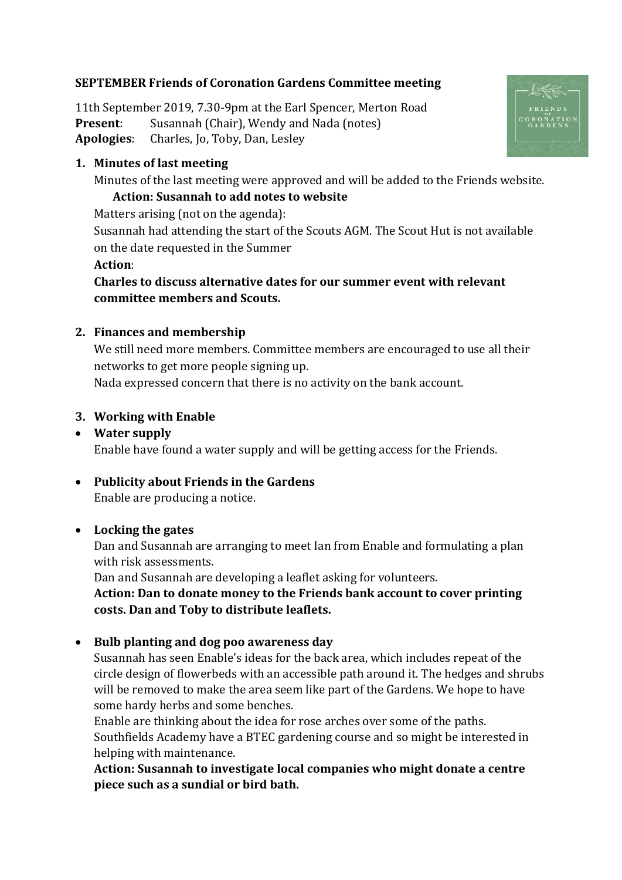**SEPTEMBER Friends of Coronation Gardens Committee meeting**

11th September 2019, 7.30-9pm at the Earl Spencer, Merton Road
**Present**: Susannah (Chair), Wendy and Nada (notes)
**Apologies**: Charles, Jo, Toby, Dan, Lesley

1. **Minutes of last meeting**
   Minutes of the last meeting were approved and will be added to the Friends website.
   **Action: Susannah to add notes to website**
   Matters arising (not on the agenda):
   Susannah had attending the start of the Scouts AGM. The Scout Hut is not available on the date requested in the Summer
   **Action**:
   **Charles to discuss alternative dates for our summer event with relevant committee members and Scouts.**

2. **Finances and membership**
   We still need more members. Committee members are encouraged to use all their networks to get more people signing up.
   Nada expressed concern that there is no activity on the bank account.

3. **Working with Enable**

- **Water supply**
  Enable have found a water supply and will be getting access for the Friends.

- **Publicity about Friends in the Gardens**
  Enable are producing a notice.

- **Locking the gates**
  Dan and Susannah are arranging to meet Ian from Enable and formulating a plan with risk assessments.
  Dan and Susannah are developing a leaflet asking for volunteers.
  **Action: Dan to donate money to the Friends bank account to cover printing costs. Dan and Toby to distribute leaflets.**

- **Bulb planting and dog poo awareness day**
  Susannah has seen Enable's ideas for the back area, which includes repeat of the circle design of flowerbeds with an accessible path around it. The hedges and shrubs will be removed to make the area seem like part of the Gardens. We hope to have some hardy herbs and some benches.
  Enable are thinking about the idea for rose arches over some of the paths.
  Southfields Academy have a BTEC gardening course and so might be interested in helping with maintenance.
  **Action: Susannah to investigate local companies who might donate a centre piece such as a sundial or bird bath.**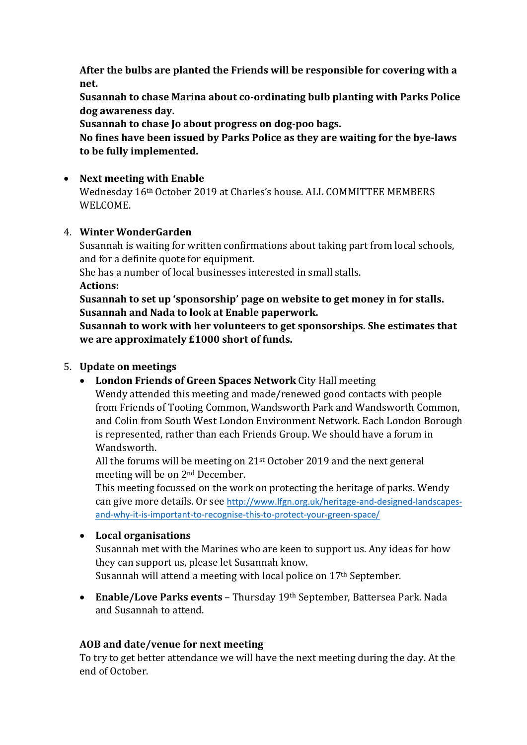**After the bulbs are planted the Friends will be responsible for covering with a net.**
**Susannah to chase Marina about co-ordinating bulb planting with Parks Police dog awareness day.**
**Susannah to chase Jo about progress on dog-poo bags.**
**No fines have been issued by Parks Police as they are waiting for the bye-laws to be fully implemented.**

- **Next meeting with Enable**
  Wednesday 16th October 2019 at Charles's house. ALL COMMITTEE MEMBERS WELCOME.

4. **Winter WonderGarden**
   Susannah is waiting for written confirmations about taking part from local schools, and for a definite quote for equipment.
   She has a number of local businesses interested in small stalls.
   **Actions:**
   **Susannah to set up 'sponsorship' page on website to get money in for stalls.**
   **Susannah and Nada to look at Enable paperwork.**
   **Susannah to work with her volunteers to get sponsorships. She estimates that we are approximately £1000 short of funds.**

5. **Update on meetings**
   - **London Friends of Green Spaces Network** City Hall meeting
     Wendy attended this meeting and made/renewed good contacts with people from Friends of Tooting Common, Wandsworth Park and Wandsworth Common, and Colin from South West London Environment Network. Each London Borough is represented, rather than each Friends Group. We should have a forum in Wandsworth.
     All the forums will be meeting on 21st October 2019 and the next general meeting will be on 2nd December.
     This meeting focussed on the work on protecting the heritage of parks. Wendy can give more details. Or see http://www.lfgn.org.uk/heritage-and-designed-landscapes-and-why-it-is-important-to-recognise-this-to-protect-your-green-space/

   - **Local organisations**
     Susannah met with the Marines who are keen to support us. Any ideas for how they can support us, please let Susannah know.
     Susannah will attend a meeting with local police on 17th September.

   - **Enable/Love Parks events** – Thursday 19th September, Battersea Park. Nada and Susannah to attend.

**AOB and date/venue for next meeting**
To try to get better attendance we will have the next meeting during the day. At the end of October.